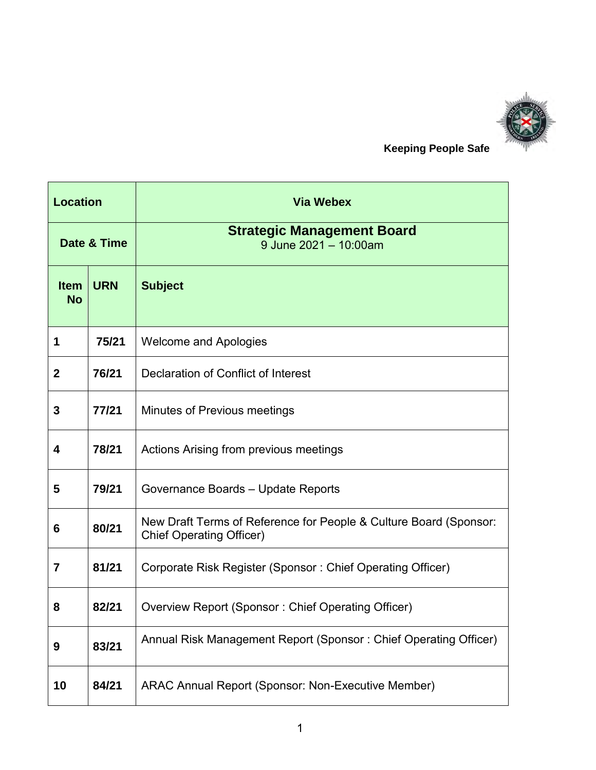**Keeping People Safe**

| Location | | Via Webex |
|---|---|---|
| Date & Time | | **Strategic Management Board**<br>9 June 2021 – 10:00am |
| **Item No** | **URN** | **Subject** |
| **1** | **75/21** | Welcome and Apologies |
| **2** | **76/21** | Declaration of Conflict of Interest |
| **3** | **77/21** | Minutes of Previous meetings |
| **4** | **78/21** | Actions Arising from previous meetings |
| **5** | **79/21** | Governance Boards – Update Reports |
| **6** | **80/21** | New Draft Terms of Reference for People & Culture Board (Sponsor: Chief Operating Officer) |
| **7** | **81/21** | Corporate Risk Register (Sponsor : Chief Operating Officer) |
| **8** | **82/21** | Overview Report (Sponsor : Chief Operating Officer) |
| **9** | **83/21** | Annual Risk Management Report (Sponsor : Chief Operating Officer) |
| **10** | **84/21** | ARAC Annual Report (Sponsor: Non-Executive Member) |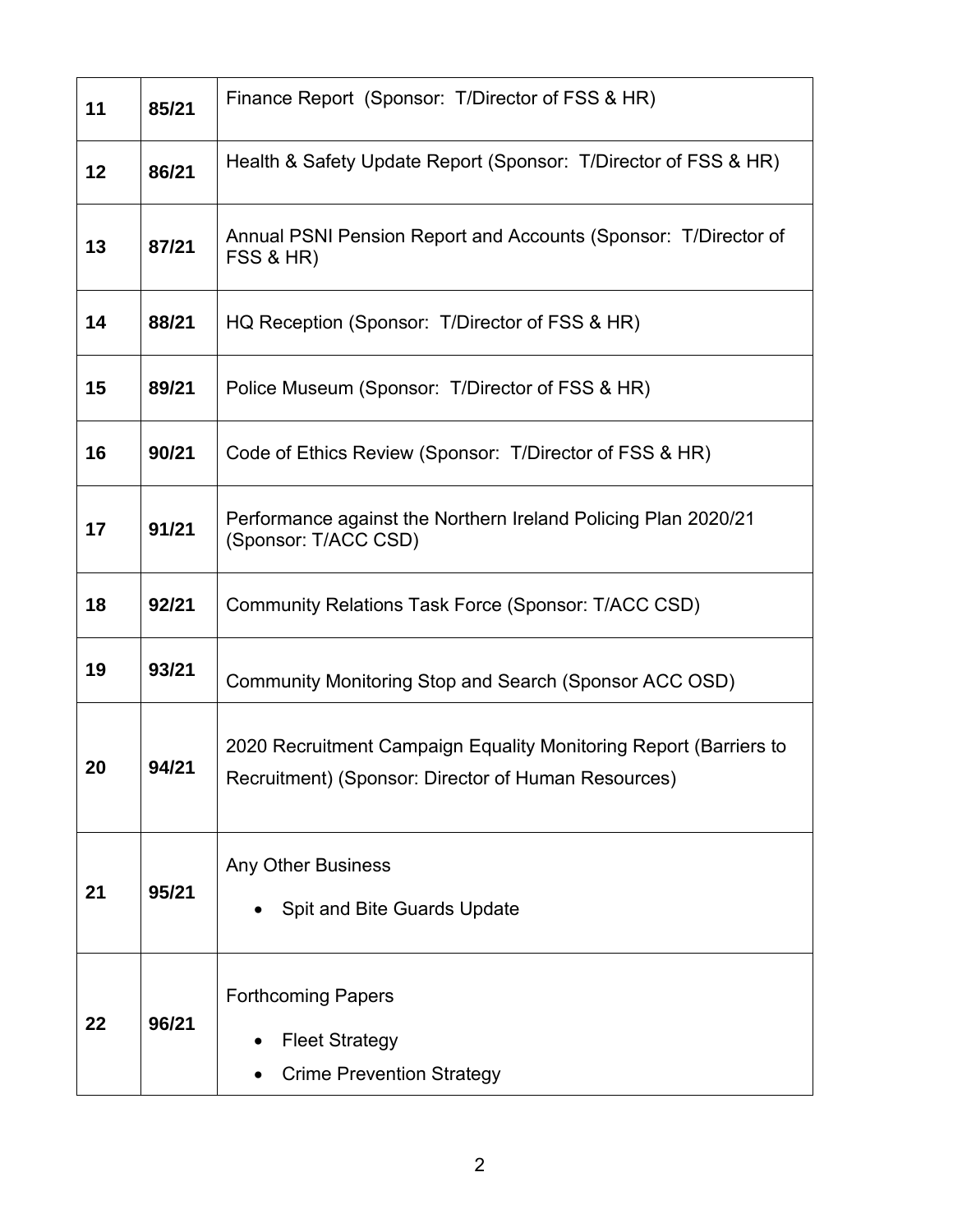| | | |
|---|---|---|
| **11** | **85/21** | Finance Report (Sponsor: T/Director of FSS & HR) |
| **12** | **86/21** | Health & Safety Update Report (Sponsor: T/Director of FSS & HR) |
| **13** | **87/21** | Annual PSNI Pension Report and Accounts (Sponsor: T/Director of FSS & HR) |
| **14** | **88/21** | HQ Reception (Sponsor: T/Director of FSS & HR) |
| **15** | **89/21** | Police Museum (Sponsor: T/Director of FSS & HR) |
| **16** | **90/21** | Code of Ethics Review (Sponsor: T/Director of FSS & HR) |
| **17** | **91/21** | Performance against the Northern Ireland Policing Plan 2020/21 (Sponsor: T/ACC CSD) |
| **18** | **92/21** | Community Relations Task Force (Sponsor: T/ACC CSD) |
| **19** | **93/21** | Community Monitoring Stop and Search (Sponsor ACC OSD) |
| **20** | **94/21** | 2020 Recruitment Campaign Equality Monitoring Report (Barriers to Recruitment) (Sponsor: Director of Human Resources) |
| **21** | **95/21** | Any Other Business<br>• Spit and Bite Guards Update |
| **22** | **96/21** | Forthcoming Papers<br>• Fleet Strategy<br>• Crime Prevention Strategy |